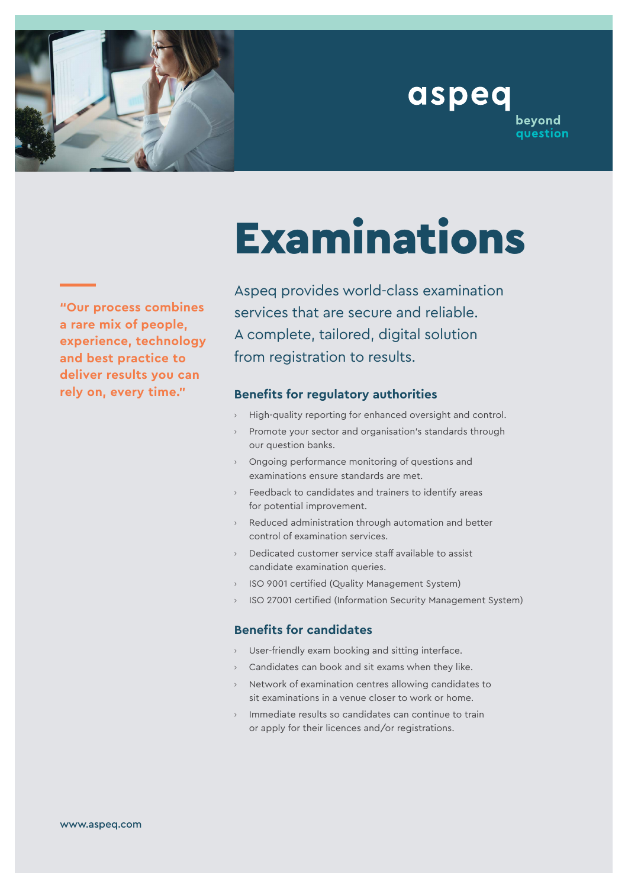aspeq

beyond question

# Examinations

"Our process combines a rare mix of people, experience, technology and best practice to deliver results you can rely on, every time."

Aspeq provides world-class examination services that are secure and reliable. A complete, tailored, digital solution from registration to results.

## Benefits for regulatory authorities

- High-quality reporting for enhanced oversight and control.
- Promote your sector and organisation's standards through our question banks.
- Ongoing performance monitoring of questions and examinations ensure standards are met.
- Feedback to candidates and trainers to identify areas for potential improvement.
- Reduced administration through automation and better control of examination services.
- Dedicated customer service staff available to assist candidate examination queries.
- ISO 9001 certified (Quality Management System)
- ISO 27001 certified (Information Security Management System)

## Benefits for candidates

- User-friendly exam booking and sitting interface.
- Candidates can book and sit exams when they like.
- Network of examination centres allowing candidates to sit examinations in a venue closer to work or home.
- Immediate results so candidates can continue to train or apply for their licences and/or registrations.

www.aspeq.com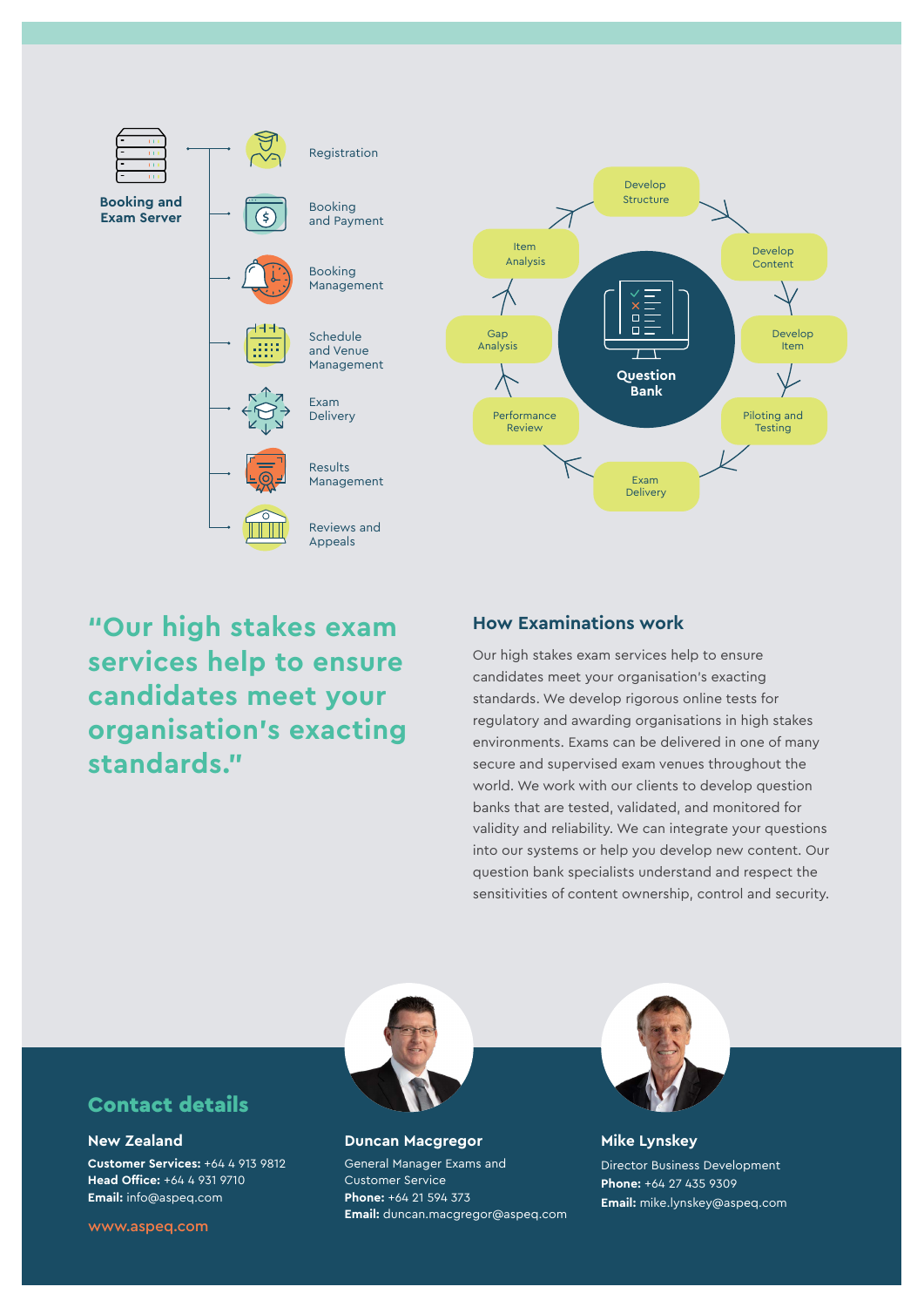**Booking and Exam Server**

- Registration
- Booking and Payment
- Booking Management
- Schedule and Venue Management
- Exam Delivery
- Results Management
- Reviews and Appeals

Question Bank

Develop Structure

Develop Content

Develop Item

Piloting and Testing

Exam Delivery

Performance Review

Gap Analysis

Item Analysis

## "Our high stakes exam services help to ensure candidates meet your organisation's exacting standards."

## How Examinations work

Our high stakes exam services help to ensure candidates meet your organisation's exacting standards. We develop rigorous online tests for regulatory and awarding organisations in high stakes environments. Exams can be delivered in one of many secure and supervised exam venues throughout the world. We work with our clients to develop question banks that are tested, validated, and monitored for validity and reliability. We can integrate your questions into our systems or help you develop new content. Our question bank specialists understand and respect the sensitivities of content ownership, control and security.

## Contact details

### New Zealand

**Customer Services:** +64 4 913 9812
**Head Office:** +64 4 931 9710
**Email:** info@aspeq.com

www.aspeq.com

### Duncan Macgregor

General Manager Exams and Customer Service
**Phone:** +64 21 594 373
**Email:** duncan.macgregor@aspeq.com

### Mike Lynskey

Director Business Development
**Phone:** +64 27 435 9309
**Email:** mike.lynskey@aspeq.com